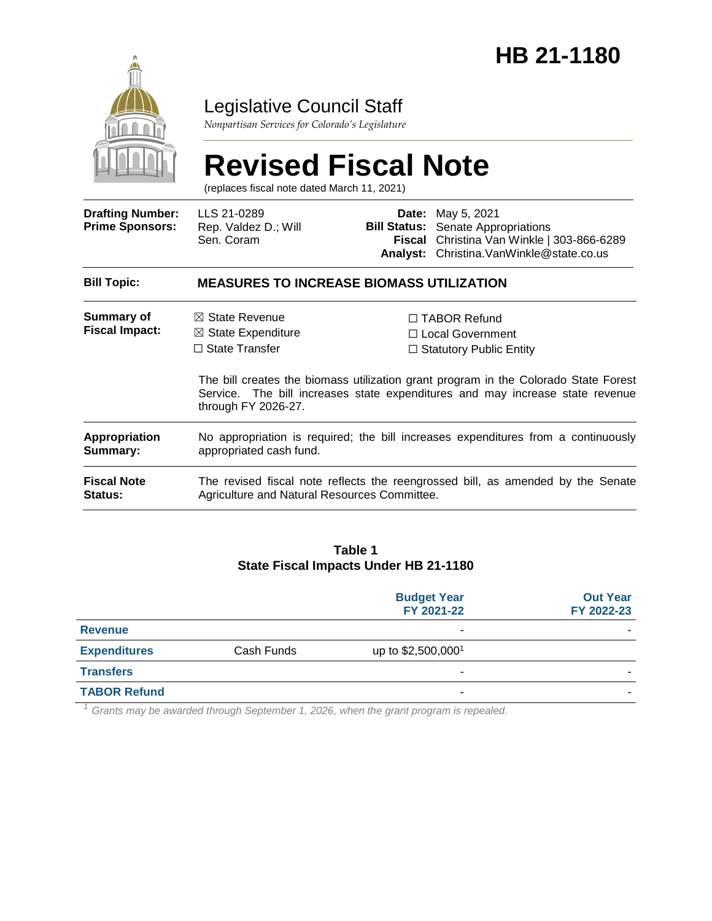# HB 21-1180

Legislative Council Staff

*Nonpartisan Services for Colorado's Legislature*

# Revised Fiscal Note

(replaces fiscal note dated March 11, 2021)

| | | | |
|---|---|---|---|
| **Drafting Number:** | LLS 21-0289 | **Date:** | May 5, 2021 |
| **Prime Sponsors:** | Rep. Valdez D.; Will<br>Sen. Coram | **Bill Status:** | Senate Appropriations |
| | | **Fiscal Analyst:** | Christina Van Winkle \| 303-866-6289<br>Christina.VanWinkle@state.co.us |

| | |
|---|---|
| **Bill Topic:** | **MEASURES TO INCREASE BIOMASS UTILIZATION** |
| **Summary of Fiscal Impact:** | ☒ State Revenue ☒ State Expenditure ☐ State Transfer ☐ TABOR Refund ☐ Local Government ☐ Statutory Public Entity<br><br>The bill creates the biomass utilization grant program in the Colorado State Forest Service. The bill increases state expenditures and may increase state revenue through FY 2026-27. |
| **Appropriation Summary:** | No appropriation is required; the bill increases expenditures from a continuously appropriated cash fund. |
| **Fiscal Note Status:** | The revised fiscal note reflects the reengrossed bill, as amended by the Senate Agriculture and Natural Resources Committee. |

**Table 1**
**State Fiscal Impacts Under HB 21-1180**

| | | Budget Year FY 2021-22 | Out Year FY 2022-23 |
|---|---|---|---|
| **Revenue** | | - | - |
| **Expenditures** | Cash Funds | up to $2,500,000[1] | |
| **Transfers** | | - | - |
| **TABOR Refund** | | - | - |

[1] *Grants may be awarded through September 1, 2026, when the grant program is repealed.*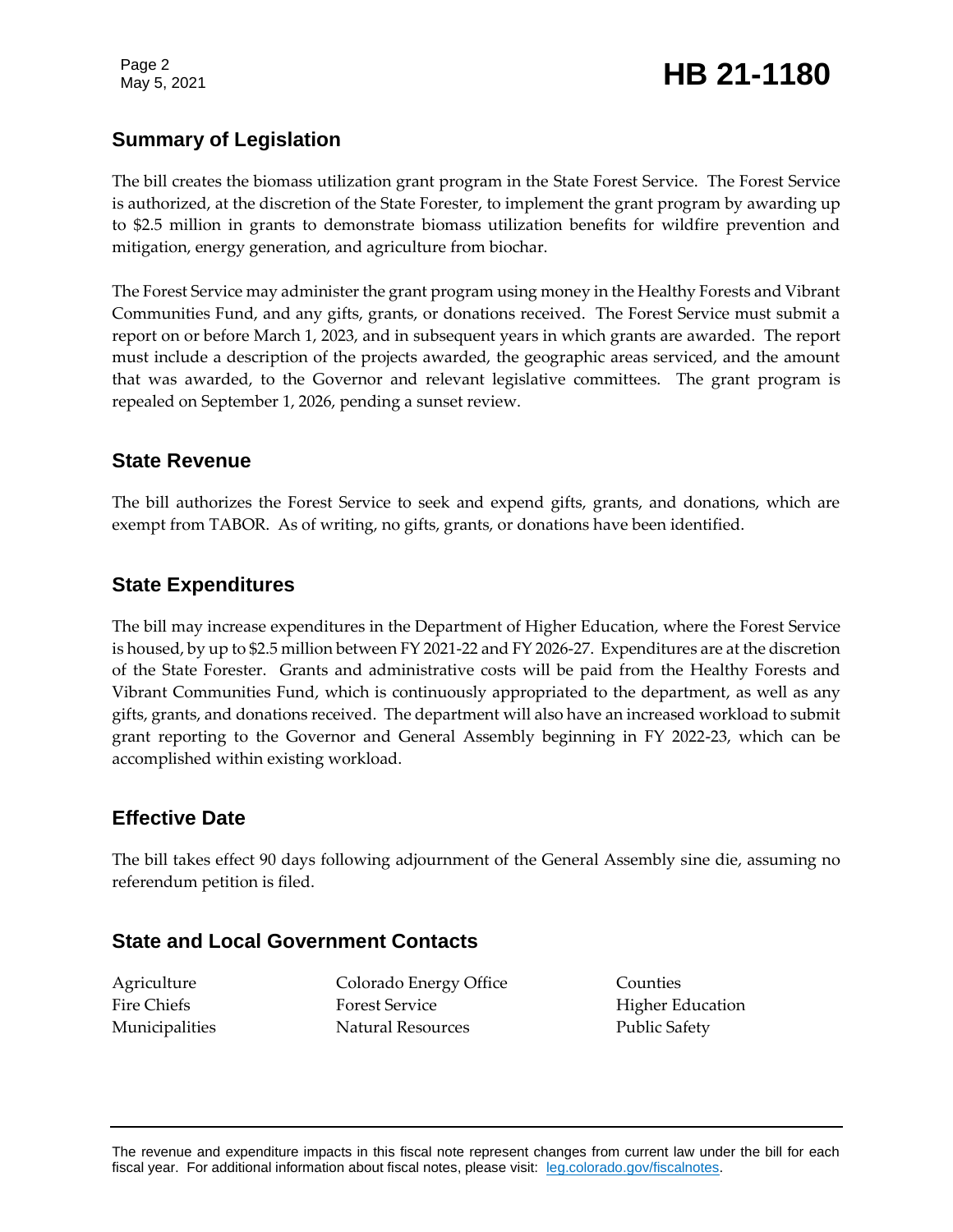## Summary of Legislation

The bill creates the biomass utilization grant program in the State Forest Service. The Forest Service is authorized, at the discretion of the State Forester, to implement the grant program by awarding up to $2.5 million in grants to demonstrate biomass utilization benefits for wildfire prevention and mitigation, energy generation, and agriculture from biochar.

The Forest Service may administer the grant program using money in the Healthy Forests and Vibrant Communities Fund, and any gifts, grants, or donations received. The Forest Service must submit a report on or before March 1, 2023, and in subsequent years in which grants are awarded. The report must include a description of the projects awarded, the geographic areas serviced, and the amount that was awarded, to the Governor and relevant legislative committees. The grant program is repealed on September 1, 2026, pending a sunset review.

## State Revenue

The bill authorizes the Forest Service to seek and expend gifts, grants, and donations, which are exempt from TABOR. As of writing, no gifts, grants, or donations have been identified.

## State Expenditures

The bill may increase expenditures in the Department of Higher Education, where the Forest Service is housed, by up to $2.5 million between FY 2021-22 and FY 2026-27. Expenditures are at the discretion of the State Forester. Grants and administrative costs will be paid from the Healthy Forests and Vibrant Communities Fund, which is continuously appropriated to the department, as well as any gifts, grants, and donations received. The department will also have an increased workload to submit grant reporting to the Governor and General Assembly beginning in FY 2022-23, which can be accomplished within existing workload.

## Effective Date

The bill takes effect 90 days following adjournment of the General Assembly sine die, assuming no referendum petition is filed.

## State and Local Government Contacts

| | | |
|---|---|---|
| Agriculture | Colorado Energy Office | Counties |
| Fire Chiefs | Forest Service | Higher Education |
| Municipalities | Natural Resources | Public Safety |

The revenue and expenditure impacts in this fiscal note represent changes from current law under the bill for each fiscal year. For additional information about fiscal notes, please visit: leg.colorado.gov/fiscalnotes.